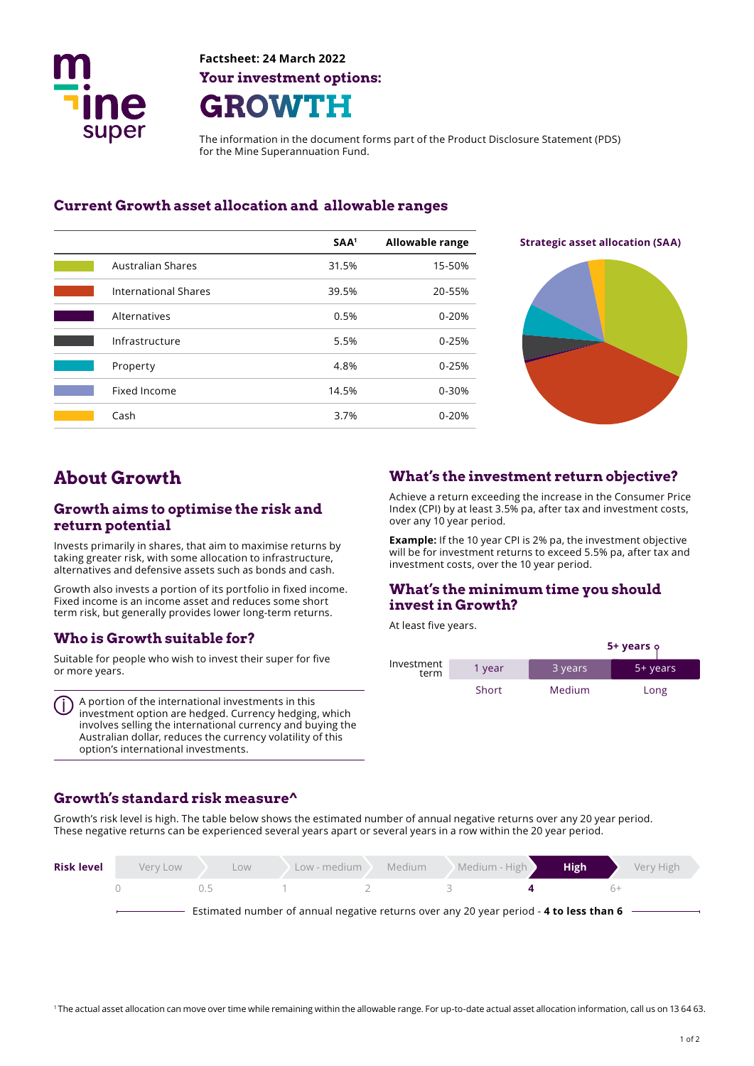**Factsheet: 24 March 2022**

**Your investment options:**

# GROWTH

The information in the document forms part of the Product Disclosure Statement (PDS) for the Mine Superannuation Fund.

## Current Growth asset allocation and allowable ranges

| | SAA[1] | Allowable range |
|---|---|---|
| Australian Shares | 31.5% | 15-50% |
| International Shares | 39.5% | 20-55% |
| Alternatives | 0.5% | 0-20% |
| Infrastructure | 5.5% | 0-25% |
| Property | 4.8% | 0-25% |
| Fixed Income | 14.5% | 0-30% |
| Cash | 3.7% | 0-20% |

**Strategic asset allocation (SAA)**

## About Growth

### Growth aims to optimise the risk and return potential

Invests primarily in shares, that aim to maximise returns by taking greater risk, with some allocation to infrastructure, alternatives and defensive assets such as bonds and cash.

Growth also invests a portion of its portfolio in fixed income. Fixed income is an income asset and reduces some short term risk, but generally provides lower long-term returns.

### Who is Growth suitable for?

Suitable for people who wish to invest their super for five or more years.

A portion of the international investments in this investment option are hedged. Currency hedging, which involves selling the international currency and buying the Australian dollar, reduces the currency volatility of this option's international investments.

## What's the investment return objective?

Achieve a return exceeding the increase in the Consumer Price Index (CPI) by at least 3.5% pa, after tax and investment costs, over any 10 year period.

**Example:** If the 10 year CPI is 2% pa, the investment objective will be for investment returns to exceed 5.5% pa, after tax and investment costs, over the 10 year period.

## What's the minimum time you should invest in Growth?

At least five years.

**5+ years**

| Investment term | 1 year | 3 years | 5+ years |
|---|---|---|---|
| | Short | Medium | Long |

## Growth's standard risk measure^

Growth's risk level is high. The table below shows the estimated number of annual negative returns over any 20 year period. These negative returns can be experienced several years apart or several years in a row within the 20 year period.

| Risk level | Very Low | Low | Low - medium | Medium | Medium - High | **High** | Very High |
|---|---|---|---|---|---|---|---|
| | 0 | 0.5 | 1 | 2 | 3 | **4** | 6+ |

Estimated number of annual negative returns over any 20 year period - **4 to less than 6**

[1] The actual asset allocation can move over time while remaining within the allowable range. For up-to-date actual asset allocation information, call us on 13 64 63.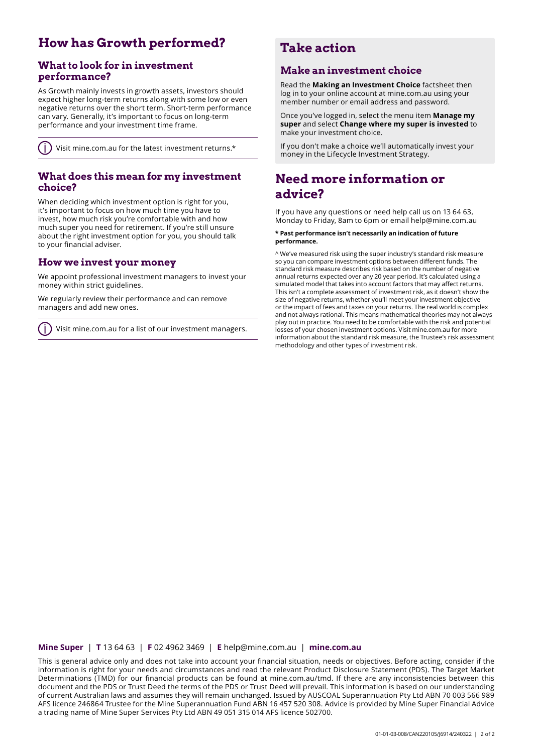# How has Growth performed?

## What to look for in investment performance?

As Growth mainly invests in growth assets, investors should expect higher long-term returns along with some low or even negative returns over the short term. Short-term performance can vary. Generally, it's important to focus on long-term performance and your investment time frame.

Visit mine.com.au for the latest investment returns.*

## What does this mean for my investment choice?

When deciding which investment option is right for you, it's important to focus on how much time you have to invest, how much risk you're comfortable with and how much super you need for retirement. If you're still unsure about the right investment option for you, you should talk to your financial adviser.

## How we invest your money

We appoint professional investment managers to invest your money within strict guidelines.

We regularly review their performance and can remove managers and add new ones.

Visit mine.com.au for a list of our investment managers.

# Take action

## Make an investment choice

Read the **Making an Investment Choice** factsheet then log in to your online account at mine.com.au using your member number or email address and password.

Once you've logged in, select the menu item **Manage my super** and select **Change where my super is invested** to make your investment choice.

If you don't make a choice we'll automatically invest your money in the Lifecycle Investment Strategy.

# Need more information or advice?

If you have any questions or need help call us on 13 64 63, Monday to Friday, 8am to 6pm or email help@mine.com.au

**\* Past performance isn't necessarily an indication of future performance.**

^ We've measured risk using the super industry's standard risk measure so you can compare investment options between different funds. The standard risk measure describes risk based on the number of negative annual returns expected over any 20 year period. It's calculated using a simulated model that takes into account factors that may affect returns. This isn't a complete assessment of investment risk, as it doesn't show the size of negative returns, whether you'll meet your investment objective or the impact of fees and taxes on your returns. The real world is complex and not always rational. This means mathematical theories may not always play out in practice. You need to be comfortable with the risk and potential losses of your chosen investment options. Visit mine.com.au for more information about the standard risk measure, the Trustee's risk assessment methodology and other types of investment risk.

**Mine Super** | **T** 13 64 63 | **F** 02 4962 3469 | **E** help@mine.com.au | **mine.com.au**

This is general advice only and does not take into account your financial situation, needs or objectives. Before acting, consider if the information is right for your needs and circumstances and read the relevant Product Disclosure Statement (PDS). The Target Market Determinations (TMD) for our financial products can be found at mine.com.au/tmd. If there are any inconsistencies between this document and the PDS or Trust Deed the terms of the PDS or Trust Deed will prevail. This information is based on our understanding of current Australian laws and assumes they will remain unchanged. Issued by AUSCOAL Superannuation Pty Ltd ABN 70 003 566 989 AFS licence 246864 Trustee for the Mine Superannuation Fund ABN 16 457 520 308. Advice is provided by Mine Super Financial Advice a trading name of Mine Super Services Pty Ltd ABN 49 051 315 014 AFS licence 502700.

01-01-03-008/CAN220105/J6914/240322